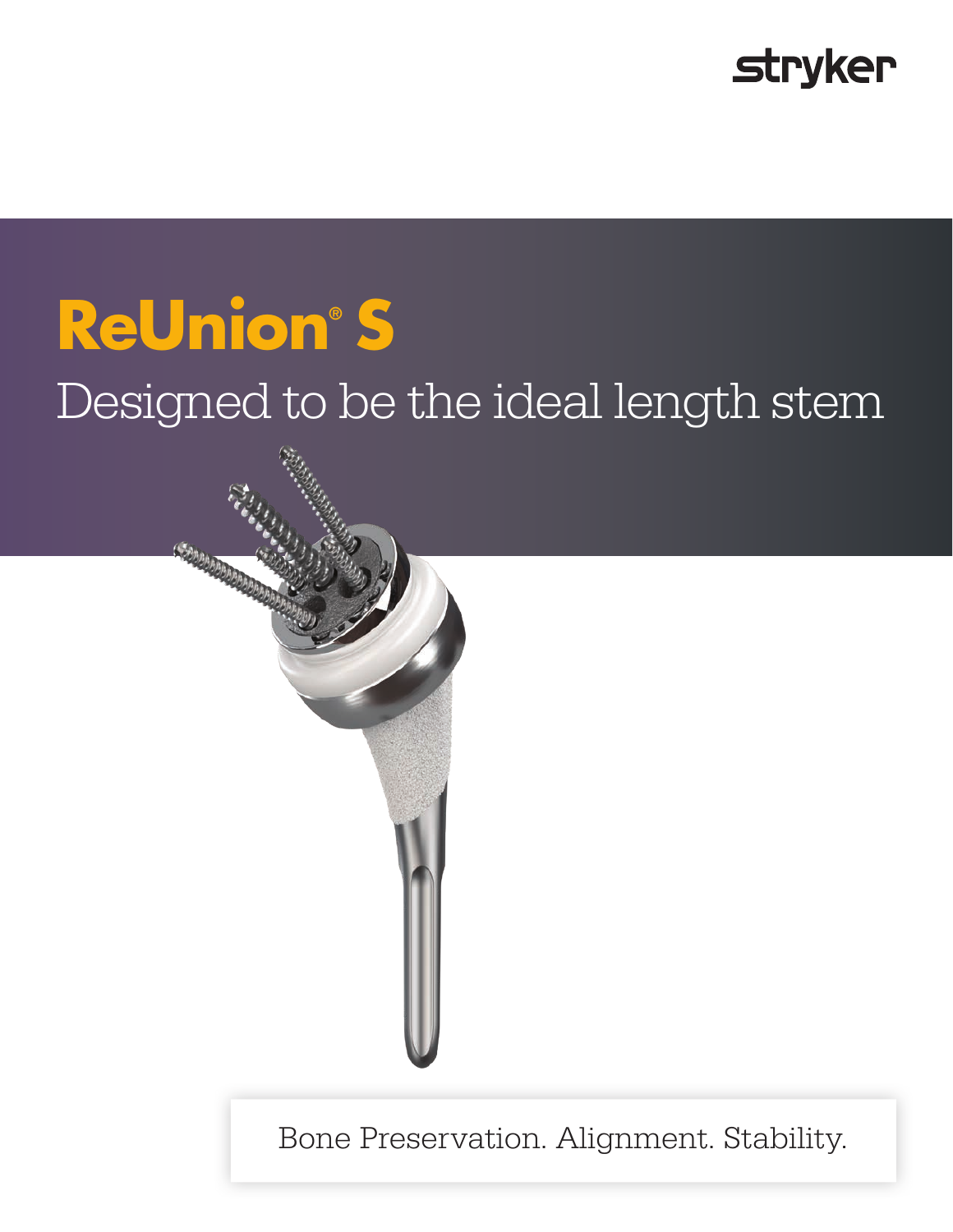stryker

# ReUnion® S

## Designed to be the ideal length stem

Bone Preservation. Alignment. Stability.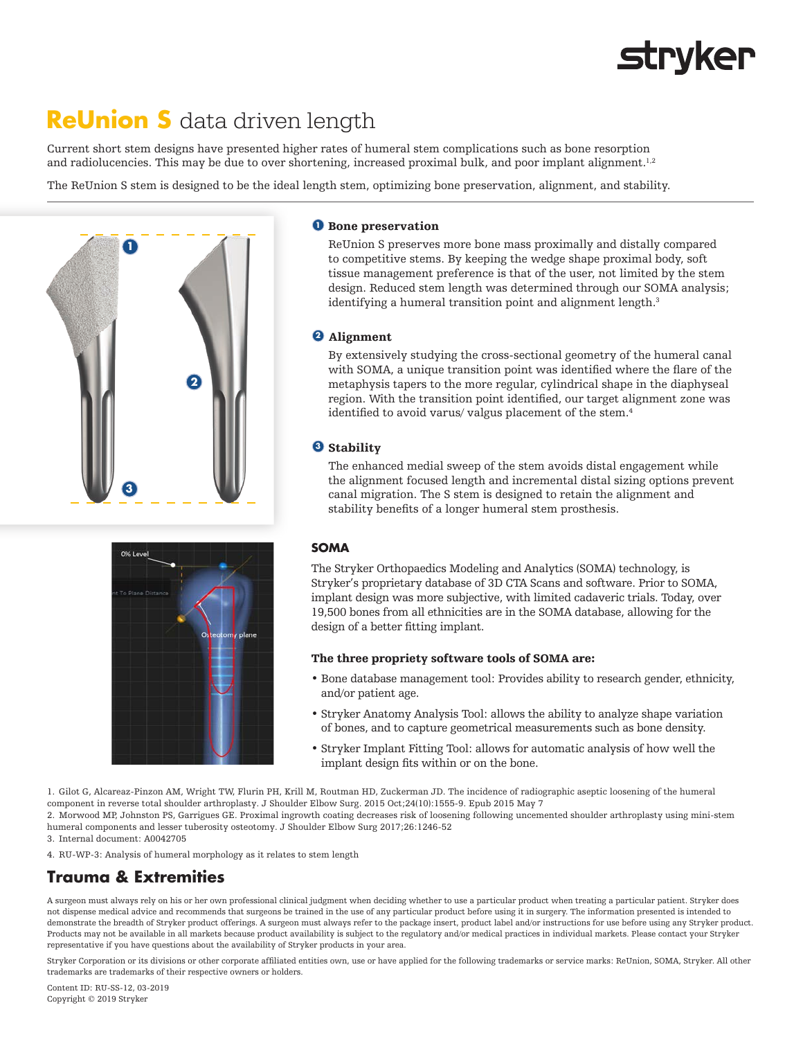stryker

# ReUnion S data driven length

Current short stem designs have presented higher rates of humeral stem complications such as bone resorption and radiolucencies. This may be due to over shortening, increased proximal bulk, and poor implant alignment.[1,2]

The ReUnion S stem is designed to be the ideal length stem, optimizing bone preservation, alignment, and stability.

1 **Bone preservation**

ReUnion S preserves more bone mass proximally and distally compared to competitive stems. By keeping the wedge shape proximal body, soft tissue management preference is that of the user, not limited by the stem design. Reduced stem length was determined through our SOMA analysis; identifying a humeral transition point and alignment length.[3]

2 **Alignment**

By extensively studying the cross-sectional geometry of the humeral canal with SOMA, a unique transition point was identified where the flare of the metaphysis tapers to the more regular, cylindrical shape in the diaphyseal region. With the transition point identified, our target alignment zone was identified to avoid varus/ valgus placement of the stem.[4]

3 **Stability**

The enhanced medial sweep of the stem avoids distal engagement while the alignment focused length and incremental distal sizing options prevent canal migration. The S stem is designed to retain the alignment and stability benefits of a longer humeral stem prosthesis.

0% Level

nt To Plane Distance

Osteotomy plane

## SOMA

The Stryker Orthopaedics Modeling and Analytics (SOMA) technology, is Stryker's proprietary database of 3D CTA Scans and software. Prior to SOMA, implant design was more subjective, with limited cadaveric trials. Today, over 19,500 bones from all ethnicities are in the SOMA database, allowing for the design of a better fitting implant.

**The three propriety software tools of SOMA are:**

- Bone database management tool: Provides ability to research gender, ethnicity, and/or patient age.
- Stryker Anatomy Analysis Tool: allows the ability to analyze shape variation of bones, and to capture geometrical measurements such as bone density.
- Stryker Implant Fitting Tool: allows for automatic analysis of how well the implant design fits within or on the bone.

1. Gilot G, Alcareaz-Pinzon AM, Wright TW, Flurin PH, Krill M, Routman HD, Zuckerman JD. The incidence of radiographic aseptic loosening of the humeral component in reverse total shoulder arthroplasty. J Shoulder Elbow Surg. 2015 Oct;24(10):1555-9. Epub 2015 May 7
2. Morwood MP, Johnston PS, Garrigues GE. Proximal ingrowth coating decreases risk of loosening following uncemented shoulder arthroplasty using mini-stem humeral components and lesser tuberosity osteotomy. J Shoulder Elbow Surg 2017;26:1246-52
3. Internal document: A0042705
4. RU-WP-3: Analysis of humeral morphology as it relates to stem length

## Trauma & Extremities

A surgeon must always rely on his or her own professional clinical judgment when deciding whether to use a particular product when treating a particular patient. Stryker does not dispense medical advice and recommends that surgeons be trained in the use of any particular product before using it in surgery. The information presented is intended to demonstrate the breadth of Stryker product offerings. A surgeon must always refer to the package insert, product label and/or instructions for use before using any Stryker product. Products may not be available in all markets because product availability is subject to the regulatory and/or medical practices in individual markets. Please contact your Stryker representative if you have questions about the availability of Stryker products in your area.

Stryker Corporation or its divisions or other corporate affiliated entities own, use or have applied for the following trademarks or service marks: ReUnion, SOMA, Stryker. All other trademarks are trademarks of their respective owners or holders.

Content ID: RU-SS-12, 03-2019
Copyright © 2019 Stryker